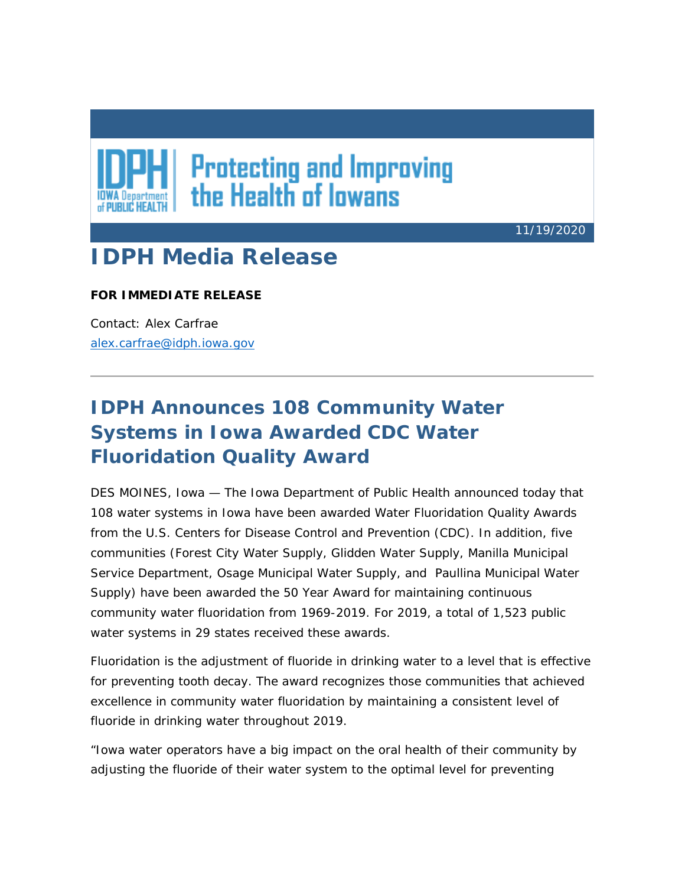IDPH IOWA Department of PUBLIC HEALTH

Protecting and Improving the Health of Iowans

11/19/2020

# IDPH Media Release

**FOR IMMEDIATE RELEASE**

Contact: Alex Carfrae
alex.carfrae@idph.iowa.gov

---

## IDPH Announces 108 Community Water Systems in Iowa Awarded CDC Water Fluoridation Quality Award

DES MOINES, Iowa — The Iowa Department of Public Health announced today that 108 water systems in Iowa have been awarded Water Fluoridation Quality Awards from the U.S. Centers for Disease Control and Prevention (CDC). In addition, five communities (Forest City Water Supply, Glidden Water Supply, Manilla Municipal Service Department, Osage Municipal Water Supply, and Paullina Municipal Water Supply) have been awarded the 50 Year Award for maintaining continuous community water fluoridation from 1969-2019. For 2019, a total of 1,523 public water systems in 29 states received these awards.

Fluoridation is the adjustment of fluoride in drinking water to a level that is effective for preventing tooth decay. The award recognizes those communities that achieved excellence in community water fluoridation by maintaining a consistent level of fluoride in drinking water throughout 2019.

"Iowa water operators have a big impact on the oral health of their community by adjusting the fluoride of their water system to the optimal level for preventing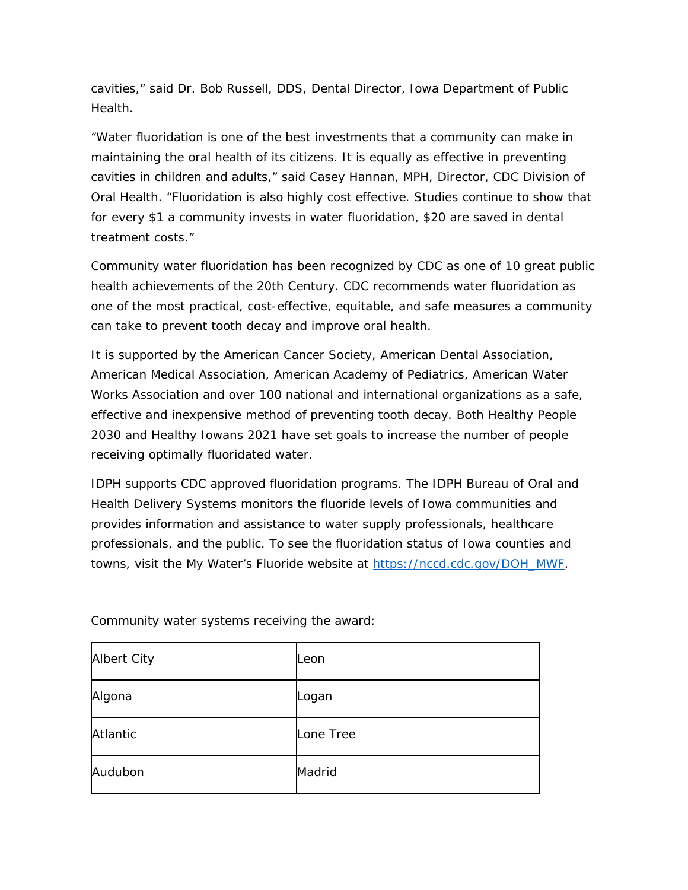cavities," said Dr. Bob Russell, DDS, Dental Director, Iowa Department of Public Health.

"Water fluoridation is one of the best investments that a community can make in maintaining the oral health of its citizens. It is equally as effective in preventing cavities in children and adults," said Casey Hannan, MPH, Director, CDC Division of Oral Health. "Fluoridation is also highly cost effective. Studies continue to show that for every $1 a community invests in water fluoridation, $20 are saved in dental treatment costs."

Community water fluoridation has been recognized by CDC as one of 10 great public health achievements of the 20th Century. CDC recommends water fluoridation as one of the most practical, cost-effective, equitable, and safe measures a community can take to prevent tooth decay and improve oral health.

It is supported by the American Cancer Society, American Dental Association, American Medical Association, American Academy of Pediatrics, American Water Works Association and over 100 national and international organizations as a safe, effective and inexpensive method of preventing tooth decay. Both Healthy People 2030 and Healthy Iowans 2021 have set goals to increase the number of people receiving optimally fluoridated water.

IDPH supports CDC approved fluoridation programs. The IDPH Bureau of Oral and Health Delivery Systems monitors the fluoride levels of Iowa communities and provides information and assistance to water supply professionals, healthcare professionals, and the public. To see the fluoridation status of Iowa counties and towns, visit the My Water's Fluoride website at [https://nccd.cdc.gov/DOH_MWF](https://nccd.cdc.gov/DOH_MWF).

Community water systems receiving the award:

| | |
|---|---|
| Albert City | Leon |
| Algona | Logan |
| Atlantic | Lone Tree |
| Audubon | Madrid |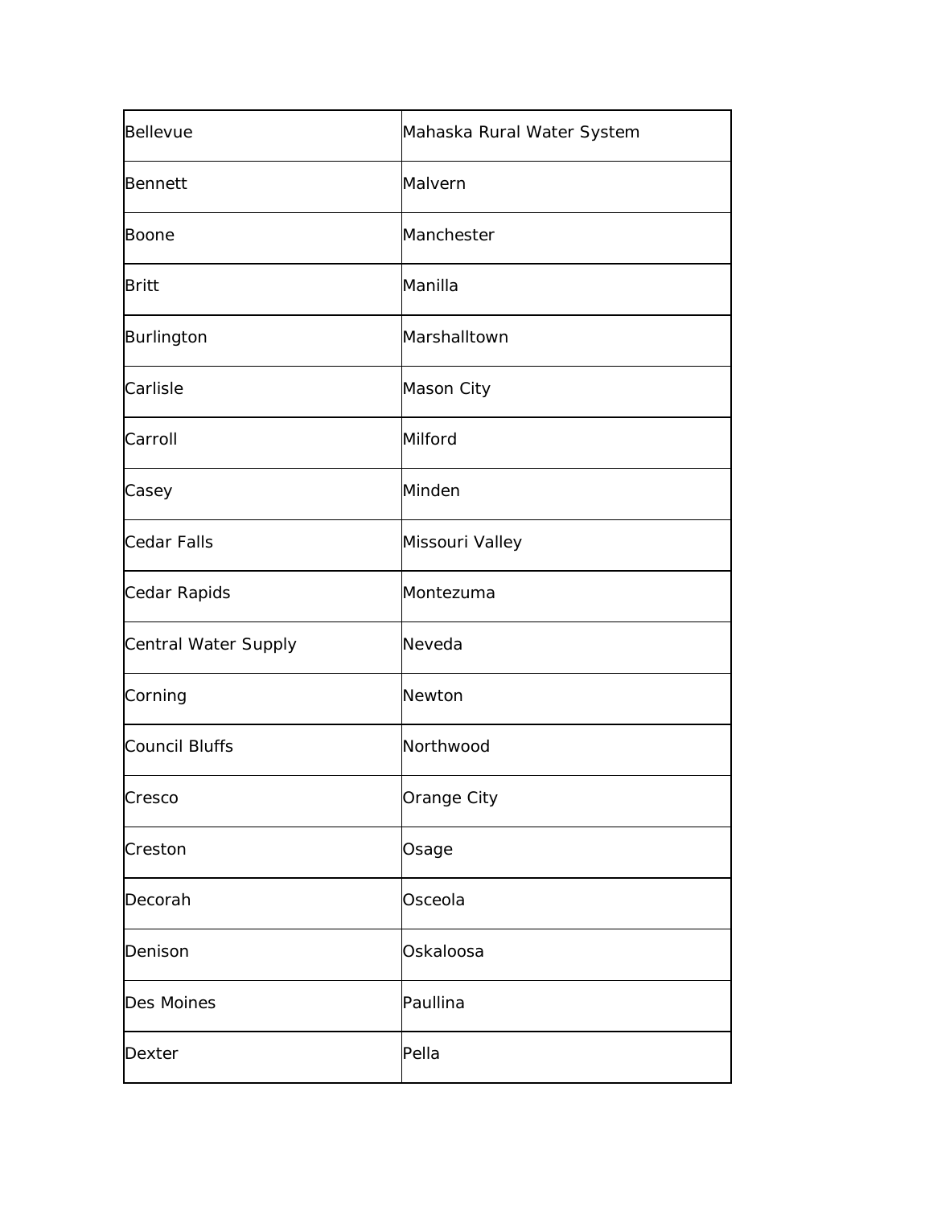| | |
|---|---|
| Bellevue | Mahaska Rural Water System |
| Bennett | Malvern |
| Boone | Manchester |
| Britt | Manilla |
| Burlington | Marshalltown |
| Carlisle | Mason City |
| Carroll | Milford |
| Casey | Minden |
| Cedar Falls | Missouri Valley |
| Cedar Rapids | Montezuma |
| Central Water Supply | Neveda |
| Corning | Newton |
| Council Bluffs | Northwood |
| Cresco | Orange City |
| Creston | Osage |
| Decorah | Osceola |
| Denison | Oskaloosa |
| Des Moines | Paullina |
| Dexter | Pella |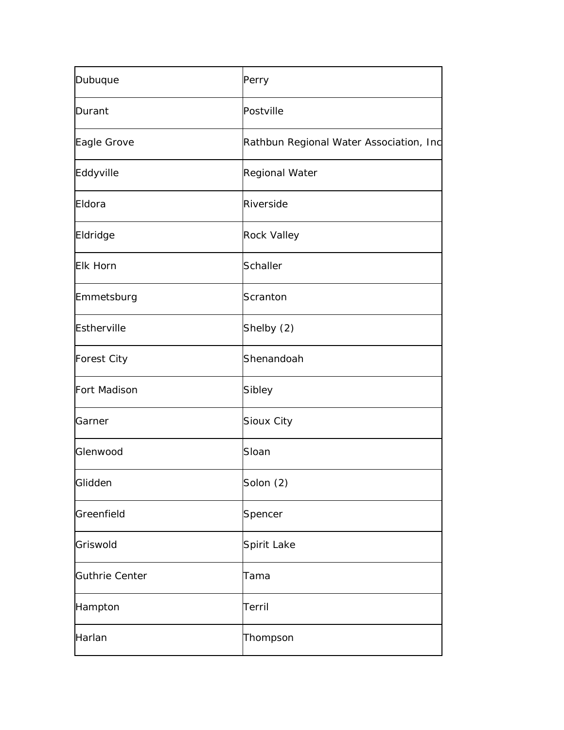| | |
|---|---|
| Dubuque | Perry |
| Durant | Postville |
| Eagle Grove | Rathbun Regional Water Association, Inc |
| Eddyville | Regional Water |
| Eldora | Riverside |
| Eldridge | Rock Valley |
| Elk Horn | Schaller |
| Emmetsburg | Scranton |
| Estherville | Shelby (2) |
| Forest City | Shenandoah |
| Fort Madison | Sibley |
| Garner | Sioux City |
| Glenwood | Sloan |
| Glidden | Solon (2) |
| Greenfield | Spencer |
| Griswold | Spirit Lake |
| Guthrie Center | Tama |
| Hampton | Terril |
| Harlan | Thompson |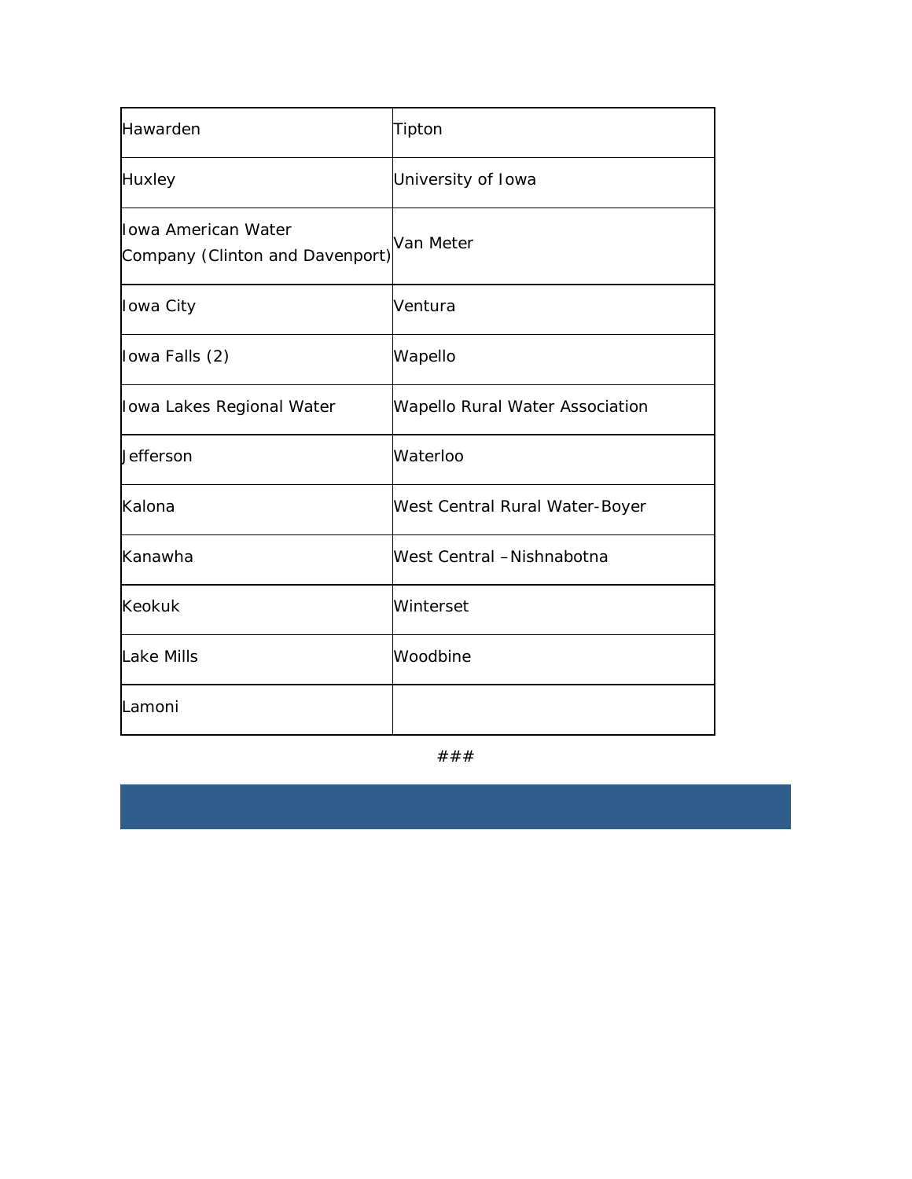| | |
|---|---|
| Hawarden | Tipton |
| Huxley | University of Iowa |
| Iowa American Water Company (Clinton and Davenport) | Van Meter |
| Iowa City | Ventura |
| Iowa Falls (2) | Wapello |
| Iowa Lakes Regional Water | Wapello Rural Water Association |
| Jefferson | Waterloo |
| Kalona | West Central Rural Water-Boyer |
| Kanawha | West Central –Nishnabotna |
| Keokuk | Winterset |
| Lake Mills | Woodbine |
| Lamoni | |

###